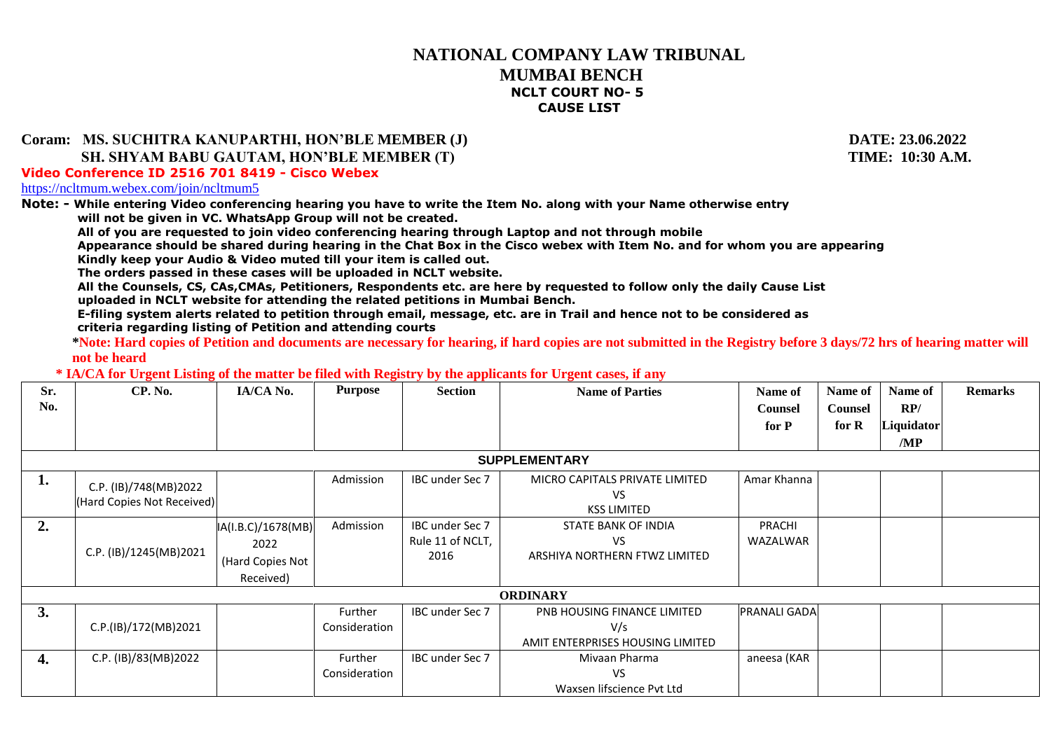# NATIONAL COMPANY LAW TRIBUNAL
## MUMBAI BENCH
### NCLT COURT NO- 5
### CAUSE LIST

**Coram: MS. SUCHITRA KANUPARTHI, HON'BLE MEMBER (J)** **DATE: 23.06.2022**

**SH. SHYAM BABU GAUTAM, HON'BLE MEMBER (T)** **TIME: 10:30 A.M.**

**Video Conference ID 2516 701 8419 - Cisco Webex**

https://ncltmum.webex.com/join/ncltmum5

**Note: - While entering Video conferencing hearing you have to write the Item No. along with your Name otherwise entry will not be given in VC. WhatsApp Group will not be created.**

**All of you are requested to join video conferencing hearing through Laptop and not through mobile**

**Appearance should be shared during hearing in the Chat Box in the Cisco webex with Item No. and for whom you are appearing**

**Kindly keep your Audio & Video muted till your item is called out.**

**The orders passed in these cases will be uploaded in NCLT website.**

**All the Counsels, CS, CAs,CMAs, Petitioners, Respondents etc. are here by requested to follow only the daily Cause List uploaded in NCLT website for attending the related petitions in Mumbai Bench.**

**E-filing system alerts related to petition through email, message, etc. are in Trail and hence not to be considered as criteria regarding listing of Petition and attending courts**

**\*Note: Hard copies of Petition and documents are necessary for hearing, if hard copies are not submitted in the Registry before 3 days/72 hrs of hearing matter will not be heard**

**\* IA/CA for Urgent Listing of the matter be filed with Registry by the applicants for Urgent cases, if any**

| Sr. No. | CP. No. | IA/CA No. | Purpose | Section | Name of Parties | Name of Counsel for P | Name of Counsel for R | Name of RP/ Liquidator /MP | Remarks |
|---|---|---|---|---|---|---|---|---|---|
| | | | | | **SUPPLEMENTARY** | | | | |
| 1. | C.P. (IB)/748(MB)2022 (Hard Copies Not Received) | | Admission | IBC under Sec 7 | MICRO CAPITALS PRIVATE LIMITED VS KSS LIMITED | Amar Khanna | | | |
| 2. | C.P. (IB)/1245(MB)2021 | IA(I.B.C)/1678(MB) 2022 (Hard Copies Not Received) | Admission | IBC under Sec 7 Rule 11 of NCLT, 2016 | STATE BANK OF INDIA VS ARSHIYA NORTHERN FTWZ LIMITED | PRACHI WAZALWAR | | | |
| | | | | | **ORDINARY** | | | | |
| 3. | C.P.(IB)/172(MB)2021 | | Further Consideration | IBC under Sec 7 | PNB HOUSING FINANCE LIMITED V/s AMIT ENTERPRISES HOUSING LIMITED | PRANALI GADA | | | |
| 4. | C.P. (IB)/83(MB)2022 | | Further Consideration | IBC under Sec 7 | Mivaan Pharma VS Waxsen lifscience Pvt Ltd | aneesa (KAR | | | |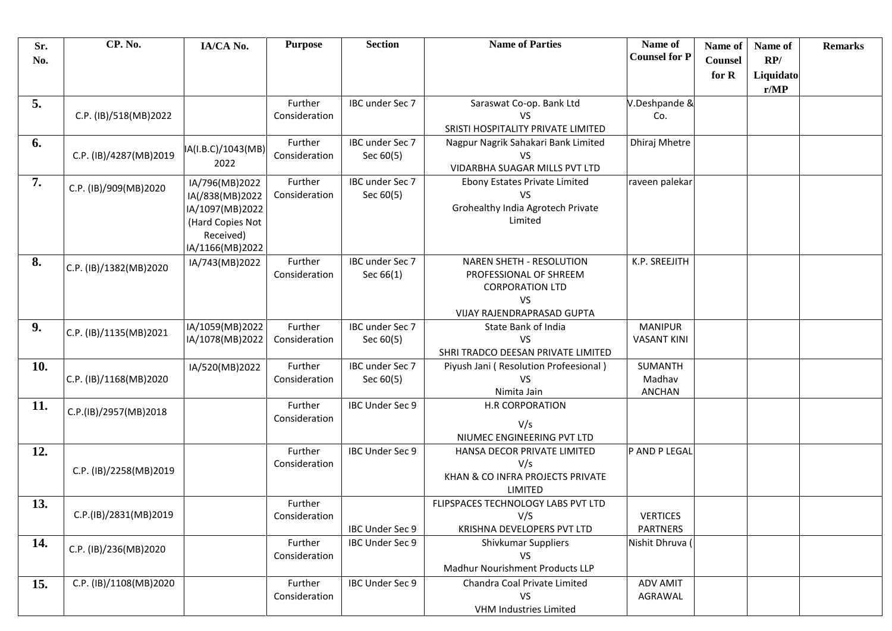| Sr. No. | CP. No. | IA/CA No. | Purpose | Section | Name of Parties | Name of Counsel for P | Name of Counsel for R | Name of RP/ Liquidator/MP | Remarks |
|---|---|---|---|---|---|---|---|---|---|
| 5. | C.P. (IB)/518(MB)2022 | | Further Consideration | IBC under Sec 7 | Saraswat Co-op. Bank Ltd VS SRISTI HOSPITALITY PRIVATE LIMITED | V.Deshpande & Co. | | | |
| 6. | C.P. (IB)/4287(MB)2019 | IA(I.B.C)/1043(MB) 2022 | Further Consideration | IBC under Sec 7 Sec 60(5) | Nagpur Nagrik Sahakari Bank Limited VS VIDARBHA SUAGAR MILLS PVT LTD | Dhiraj Mhetre | | | |
| 7. | C.P. (IB)/909(MB)2020 | IA/796(MB)2022 IA(/838(MB)2022 IA/1097(MB)2022 (Hard Copies Not Received) IA/1166(MB)2022 | Further Consideration | IBC under Sec 7 Sec 60(5) | Ebony Estates Private Limited VS Grohealthy India Agrotech Private Limited | raveen palekar | | | |
| 8. | C.P. (IB)/1382(MB)2020 | IA/743(MB)2022 | Further Consideration | IBC under Sec 7 Sec 66(1) | NAREN SHETH - RESOLUTION PROFESSIONAL OF SHREEM CORPORATION LTD VS VIJAY RAJENDRAPRASAD GUPTA | K.P. SREEJITH | | | |
| 9. | C.P. (IB)/1135(MB)2021 | IA/1059(MB)2022 IA/1078(MB)2022 | Further Consideration | IBC under Sec 7 Sec 60(5) | State Bank of India VS SHRI TRADCO DEESAN PRIVATE LIMITED | MANIPUR VASANT KINI | | | |
| 10. | C.P. (IB)/1168(MB)2020 | IA/520(MB)2022 | Further Consideration | IBC under Sec 7 Sec 60(5) | Piyush Jani ( Resolution Profeesional ) VS Nimita Jain | SUMANTH Madhav ANCHAN | | | |
| 11. | C.P.(IB)/2957(MB)2018 | | Further Consideration | IBC Under Sec 9 | H.R CORPORATION V/s NIUMEC ENGINEERING PVT LTD | | | | |
| 12. | C.P. (IB)/2258(MB)2019 | | Further Consideration | IBC Under Sec 9 | HANSA DECOR PRIVATE LIMITED V/s KHAN & CO INFRA PROJECTS PRIVATE LIMITED | P AND P LEGAL | | | |
| 13. | C.P.(IB)/2831(MB)2019 | | Further Consideration | IBC Under Sec 9 | FLIPSPACES TECHNOLOGY LABS PVT LTD V/S KRISHNA DEVELOPERS PVT LTD | VERTICES PARTNERS | | | |
| 14. | C.P. (IB)/236(MB)2020 | | Further Consideration | IBC Under Sec 9 | Shivkumar Suppliers VS Madhur Nourishment Products LLP | Nishit Dhruva ( | | | |
| 15. | C.P. (IB)/1108(MB)2020 | | Further Consideration | IBC Under Sec 9 | Chandra Coal Private Limited VS VHM Industries Limited | ADV AMIT AGRAWAL | | | |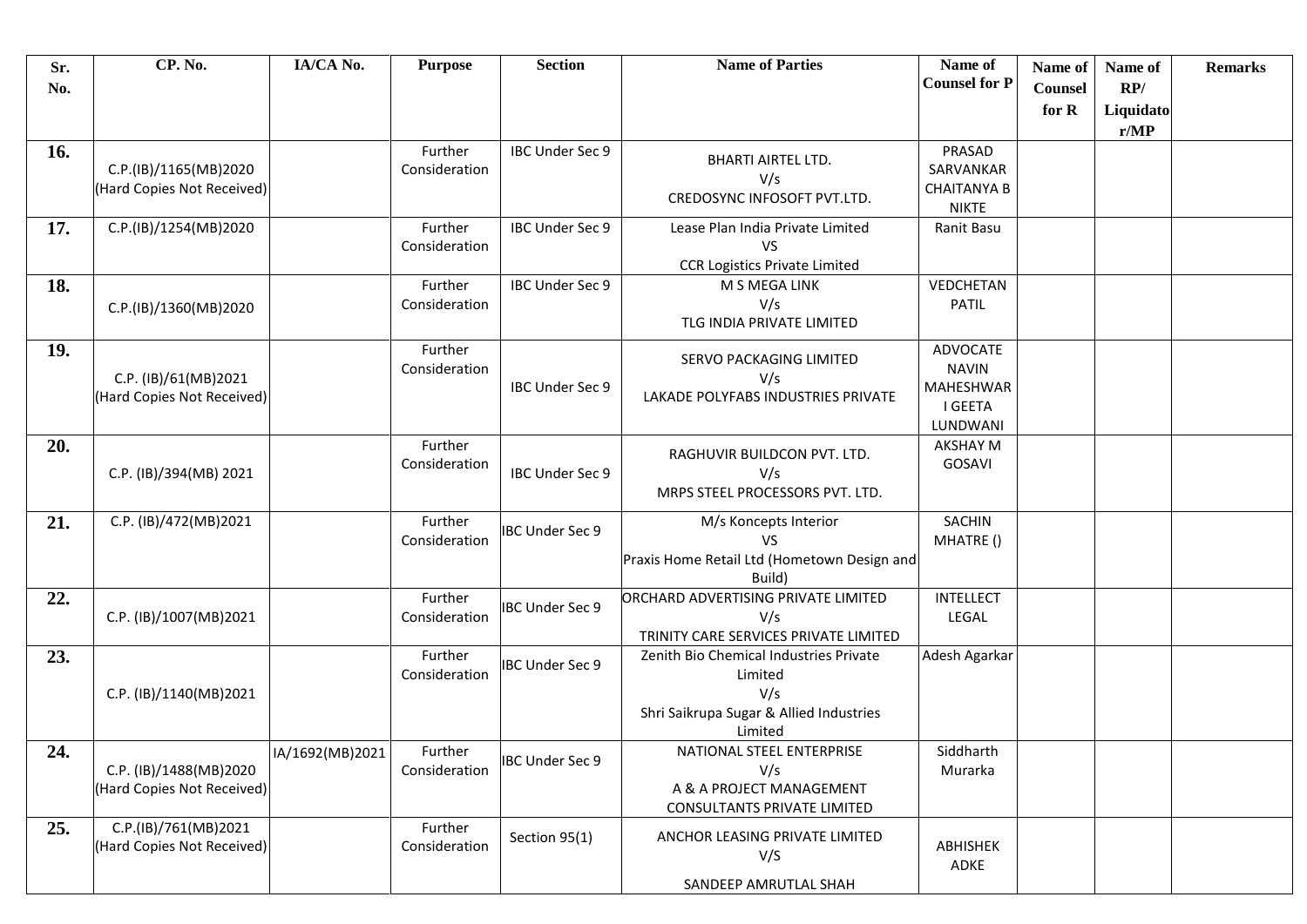| Sr. No. | CP. No. | IA/CA No. | Purpose | Section | Name of Parties | Name of Counsel for P | Name of Counsel for R | Name of RP/ Liquidator/MP | Remarks |
|---|---|---|---|---|---|---|---|---|---|
| 16. | C.P.(IB)/1165(MB)2020 (Hard Copies Not Received) | | Further Consideration | IBC Under Sec 9 | BHARTI AIRTEL LTD. V/s CREDOSYNC INFOSOFT PVT.LTD. | PRASAD SARVANKAR CHAITANYA B NIKTE | | | |
| 17. | C.P.(IB)/1254(MB)2020 | | Further Consideration | IBC Under Sec 9 | Lease Plan India Private Limited VS CCR Logistics Private Limited | Ranit Basu | | | |
| 18. | C.P.(IB)/1360(MB)2020 | | Further Consideration | IBC Under Sec 9 | M S MEGA LINK V/s TLG INDIA PRIVATE LIMITED | VEDCHETAN PATIL | | | |
| 19. | C.P. (IB)/61(MB)2021 (Hard Copies Not Received) | | Further Consideration | IBC Under Sec 9 | SERVO PACKAGING LIMITED V/s LAKADE POLYFABS INDUSTRIES PRIVATE | ADVOCATE NAVIN MAHESHWAR I GEETA LUNDWANI | | | |
| 20. | C.P. (IB)/394(MB) 2021 | | Further Consideration | IBC Under Sec 9 | RAGHUVIR BUILDCON PVT. LTD. V/s MRPS STEEL PROCESSORS PVT. LTD. | AKSHAY M GOSAVI | | | |
| 21. | C.P. (IB)/472(MB)2021 | | Further Consideration | IBC Under Sec 9 | M/s Koncepts Interior VS Praxis Home Retail Ltd (Hometown Design and Build) | SACHIN MHATRE () | | | |
| 22. | C.P. (IB)/1007(MB)2021 | | Further Consideration | IBC Under Sec 9 | ORCHARD ADVERTISING PRIVATE LIMITED V/s TRINITY CARE SERVICES PRIVATE LIMITED | INTELLECT LEGAL | | | |
| 23. | C.P. (IB)/1140(MB)2021 | | Further Consideration | IBC Under Sec 9 | Zenith Bio Chemical Industries Private Limited V/s Shri Saikrupa Sugar & Allied Industries Limited | Adesh Agarkar | | | |
| 24. | C.P. (IB)/1488(MB)2020 (Hard Copies Not Received) | IA/1692(MB)2021 | Further Consideration | IBC Under Sec 9 | NATIONAL STEEL ENTERPRISE V/s A & A PROJECT MANAGEMENT CONSULTANTS PRIVATE LIMITED | Siddharth Murarka | | | |
| 25. | C.P.(IB)/761(MB)2021 (Hard Copies Not Received) | | Further Consideration | Section 95(1) | ANCHOR LEASING PRIVATE LIMITED V/S SANDEEP AMRUTLAL SHAH | ABHISHEK ADKE | | | |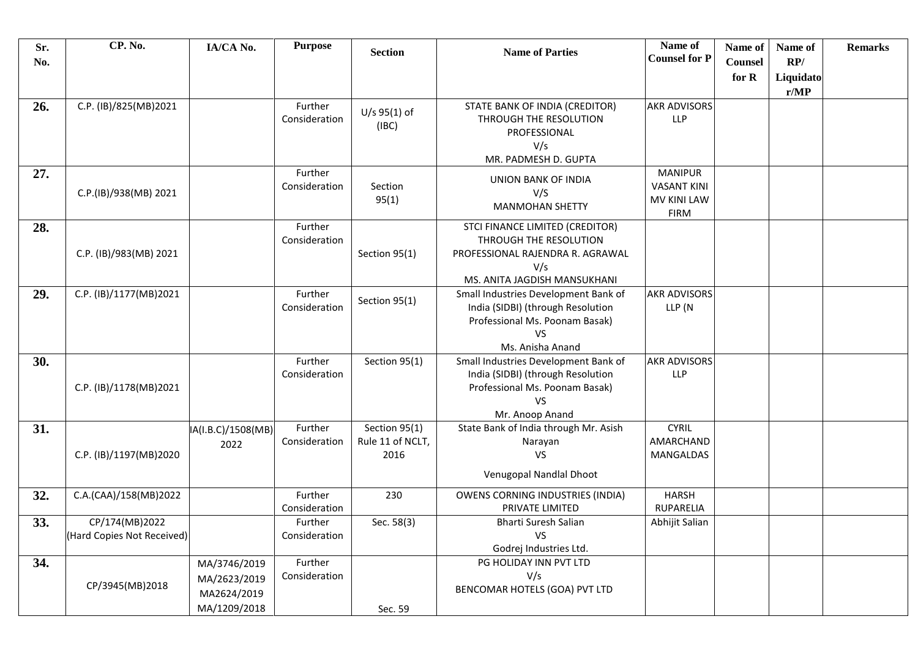| Sr. No. | CP. No. | IA/CA No. | Purpose | Section | Name of Parties | Name of Counsel for P | Name of Counsel for R | Name of RP/ Liquidator/MP | Remarks |
|---|---|---|---|---|---|---|---|---|---|
| 26. | C.P. (IB)/825(MB)2021 | | Further Consideration | U/s 95(1) of (IBC) | STATE BANK OF INDIA (CREDITOR) THROUGH THE RESOLUTION PROFESSIONAL V/s MR. PADMESH D. GUPTA | AKR ADVISORS LLP | | | |
| 27. | C.P.(IB)/938(MB) 2021 | | Further Consideration | Section 95(1) | UNION BANK OF INDIA V/S MANMOHAN SHETTY | MANIPUR VASANT KINI MV KINI LAW FIRM | | | |
| 28. | C.P. (IB)/983(MB) 2021 | | Further Consideration | Section 95(1) | STCI FINANCE LIMITED (CREDITOR) THROUGH THE RESOLUTION PROFESSIONAL RAJENDRA R. AGRAWAL V/s MS. ANITA JAGDISH MANSUKHANI | | | | |
| 29. | C.P. (IB)/1177(MB)2021 | | Further Consideration | Section 95(1) | Small Industries Development Bank of India (SIDBI) (through Resolution Professional Ms. Poonam Basak) VS Ms. Anisha Anand | AKR ADVISORS LLP (N | | | |
| 30. | C.P. (IB)/1178(MB)2021 | | Further Consideration | Section 95(1) | Small Industries Development Bank of India (SIDBI) (through Resolution Professional Ms. Poonam Basak) VS Mr. Anoop Anand | AKR ADVISORS LLP | | | |
| 31. | C.P. (IB)/1197(MB)2020 | IA(I.B.C)/1508(MB) 2022 | Further Consideration | Section 95(1) Rule 11 of NCLT, 2016 | State Bank of India through Mr. Asish Narayan VS Venugopal Nandlal Dhoot | CYRIL AMARCHAND MANGALDAS | | | |
| 32. | C.A.(CAA)/158(MB)2022 | | Further Consideration | 230 | OWENS CORNING INDUSTRIES (INDIA) PRIVATE LIMITED | HARSH RUPARELIA | | | |
| 33. | CP/174(MB)2022 (Hard Copies Not Received) | | Further Consideration | Sec. 58(3) | Bharti Suresh Salian VS Godrej Industries Ltd. | Abhijit Salian | | | |
| 34. | CP/3945(MB)2018 | MA/3746/2019 MA/2623/2019 MA2624/2019 MA/1209/2018 | Further Consideration | Sec. 59 | PG HOLIDAY INN PVT LTD V/s BENCOMAR HOTELS (GOA) PVT LTD | | | | |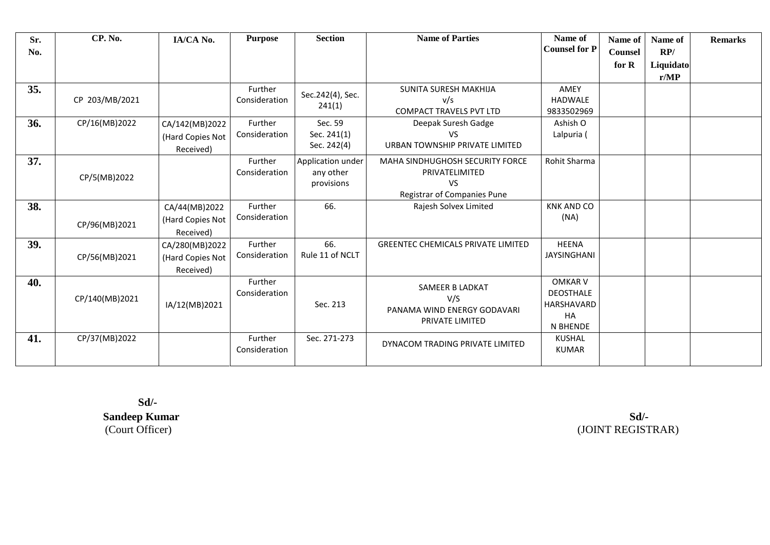| Sr. No. | CP. No. | IA/CA No. | Purpose | Section | Name of Parties | Name of Counsel for P | Name of Counsel for R | Name of RP/ Liquidator/MP | Remarks |
|---|---|---|---|---|---|---|---|---|---|
| **35.** | CP 203/MB/2021 | | Further Consideration | Sec.242(4), Sec. 241(1) | SUNITA SURESH MAKHIJA v/s COMPACT TRAVELS PVT LTD | AMEY HADWALE 9833502969 | | | |
| **36.** | CP/16(MB)2022 | CA/142(MB)2022 (Hard Copies Not Received) | Further Consideration | Sec. 59 Sec. 241(1) Sec. 242(4) | Deepak Suresh Gadge VS URBAN TOWNSHIP PRIVATE LIMITED | Ashish O Lalpuria ( | | | |
| **37.** | CP/5(MB)2022 | | Further Consideration | Application under any other provisions | MAHA SINDHUGHOSH SECURITY FORCE PRIVATELIMITED VS Registrar of Companies Pune | Rohit Sharma | | | |
| **38.** | CP/96(MB)2021 | CA/44(MB)2022 (Hard Copies Not Received) | Further Consideration | 66. | Rajesh Solvex Limited | KNK AND CO (NA) | | | |
| **39.** | CP/56(MB)2021 | CA/280(MB)2022 (Hard Copies Not Received) | Further Consideration | 66. Rule 11 of NCLT | GREENTEC CHEMICALS PRIVATE LIMITED | HEENA JAYSINGHANI | | | |
| **40.** | CP/140(MB)2021 | IA/12(MB)2021 | Further Consideration | Sec. 213 | SAMEER B LADKAT V/S PANAMA WIND ENERGY GODAVARI PRIVATE LIMITED | OMKAR V DEOSTHALE HARSHAVARDHAN BHENDE | | | |
| **41.** | CP/37(MB)2022 | | Further Consideration | Sec. 271-273 | DYNACOM TRADING PRIVATE LIMITED | KUSHAL KUMAR | | | |

**Sd/-**
**Sandeep Kumar**
(Court Officer)

**Sd/-**
(JOINT REGISTRAR)